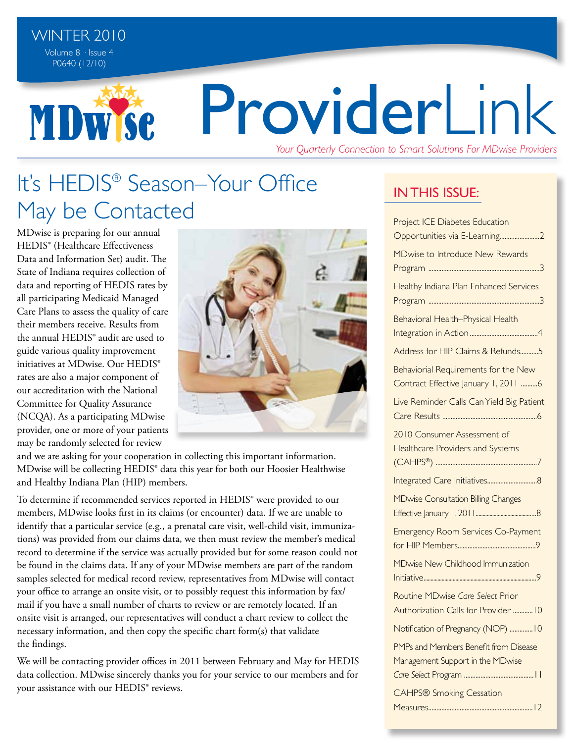WINTER 2010

Volume 8 · Issue 4
P0640 (12/10)

MDwise

# ProviderLink

*Your Quarterly Connection to Smart Solutions For MDwise Providers*

## It's HEDIS® Season–Your Office May be Contacted

MDwise is preparing for our annual HEDIS® (Healthcare Effectiveness Data and Information Set) audit. The State of Indiana requires collection of data and reporting of HEDIS rates by all participating Medicaid Managed Care Plans to assess the quality of care their members receive. Results from the annual HEDIS® audit are used to guide various quality improvement initiatives at MDwise. Our HEDIS® rates are also a major component of our accreditation with the National Committee for Quality Assurance (NCQA). As a participating MDwise provider, one or more of your patients may be randomly selected for review and we are asking for your cooperation in collecting this important information. MDwise will be collecting HEDIS® data this year for both our Hoosier Healthwise and Healthy Indiana Plan (HIP) members.

To determine if recommended services reported in HEDIS® were provided to our members, MDwise looks first in its claims (or encounter) data. If we are unable to identify that a particular service (e.g., a prenatal care visit, well-child visit, immunizations) was provided from our claims data, we then must review the member's medical record to determine if the service was actually provided but for some reason could not be found in the claims data. If any of your MDwise members are part of the random samples selected for medical record review, representatives from MDwise will contact your office to arrange an onsite visit, or to possibly request this information by fax/mail if you have a small number of charts to review or are remotely located. If an onsite visit is arranged, our representatives will conduct a chart review to collect the necessary information, and then copy the specific chart form(s) that validate the findings.

We will be contacting provider offices in 2011 between February and May for HEDIS data collection. MDwise sincerely thanks you for your service to our members and for your assistance with our HEDIS® reviews.

## IN THIS ISSUE:

- Project ICE Diabetes Education Opportunities via E-Learning........2
- MDwise to Introduce New Rewards Program........3
- Healthy Indiana Plan Enhanced Services Program........3
- Behavioral Health–Physical Health Integration in Action........4
- Address for HIP Claims & Refunds........5
- Behaviorial Requirements for the New Contract Effective January 1, 2011........6
- Live Reminder Calls Can Yield Big Patient Care Results........6
- 2010 Consumer Assessment of Healthcare Providers and Systems (CAHPS®)........7
- Integrated Care Initiatives........8
- MDwise Consultation Billing Changes Effective January 1, 2011........8
- Emergency Room Services Co-Payment for HIP Members........9
- MDwise New Childhood Immunization Initiative........9
- Routine MDwise *Care Select* Prior Authorization Calls for Provider........10
- Notification of Pregnancy (NOP)........10
- PMPs and Members Benefit from Disease Management Support in the MDwise *Care Select* Program........11
- CAHPS® Smoking Cessation Measures........12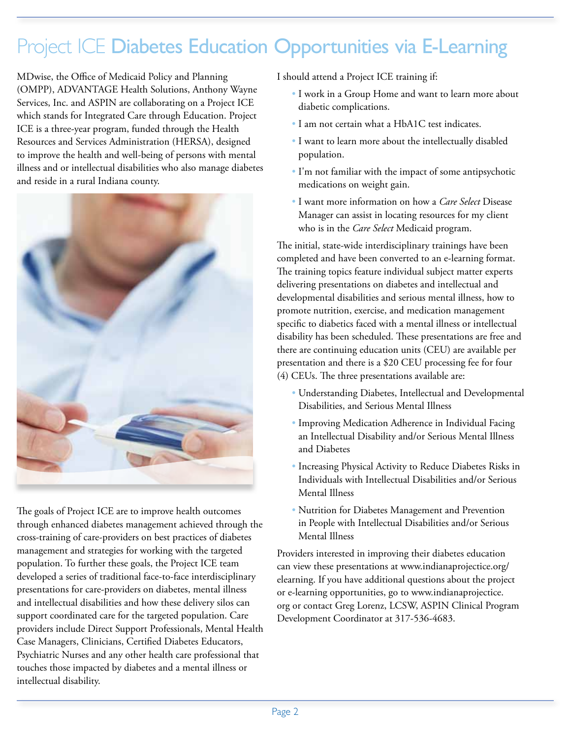# Project ICE Diabetes Education Opportunities via E-Learning

MDwise, the Office of Medicaid Policy and Planning (OMPP), ADVANTAGE Health Solutions, Anthony Wayne Services, Inc. and ASPIN are collaborating on a Project ICE which stands for Integrated Care through Education. Project ICE is a three-year program, funded through the Health Resources and Services Administration (HERSA), designed to improve the health and well-being of persons with mental illness and or intellectual disabilities who also manage diabetes and reside in a rural Indiana county.

The goals of Project ICE are to improve health outcomes through enhanced diabetes management achieved through the cross-training of care-providers on best practices of diabetes management and strategies for working with the targeted population. To further these goals, the Project ICE team developed a series of traditional face-to-face interdisciplinary presentations for care-providers on diabetes, mental illness and intellectual disabilities and how these delivery silos can support coordinated care for the targeted population. Care providers include Direct Support Professionals, Mental Health Case Managers, Clinicians, Certified Diabetes Educators, Psychiatric Nurses and any other health care professional that touches those impacted by diabetes and a mental illness or intellectual disability.

I should attend a Project ICE training if:

- I work in a Group Home and want to learn more about diabetic complications.
- I am not certain what a HbA1C test indicates.
- I want to learn more about the intellectually disabled population.
- I'm not familiar with the impact of some antipsychotic medications on weight gain.
- I want more information on how a *Care Select* Disease Manager can assist in locating resources for my client who is in the *Care Select* Medicaid program.

The initial, state-wide interdisciplinary trainings have been completed and have been converted to an e-learning format. The training topics feature individual subject matter experts delivering presentations on diabetes and intellectual and developmental disabilities and serious mental illness, how to promote nutrition, exercise, and medication management specific to diabetics faced with a mental illness or intellectual disability has been scheduled. These presentations are free and there are continuing education units (CEU) are available per presentation and there is a $20 CEU processing fee for four (4) CEUs. The three presentations available are:

- Understanding Diabetes, Intellectual and Developmental Disabilities, and Serious Mental Illness
- Improving Medication Adherence in Individual Facing an Intellectual Disability and/or Serious Mental Illness and Diabetes
- Increasing Physical Activity to Reduce Diabetes Risks in Individuals with Intellectual Disabilities and/or Serious Mental Illness
- Nutrition for Diabetes Management and Prevention in People with Intellectual Disabilities and/or Serious Mental Illness

Providers interested in improving their diabetes education can view these presentations at www.indianaprojectice.org/elearning. If you have additional questions about the project or e-learning opportunities, go to www.indianaprojectice.org or contact Greg Lorenz, LCSW, ASPIN Clinical Program Development Coordinator at 317-536-4683.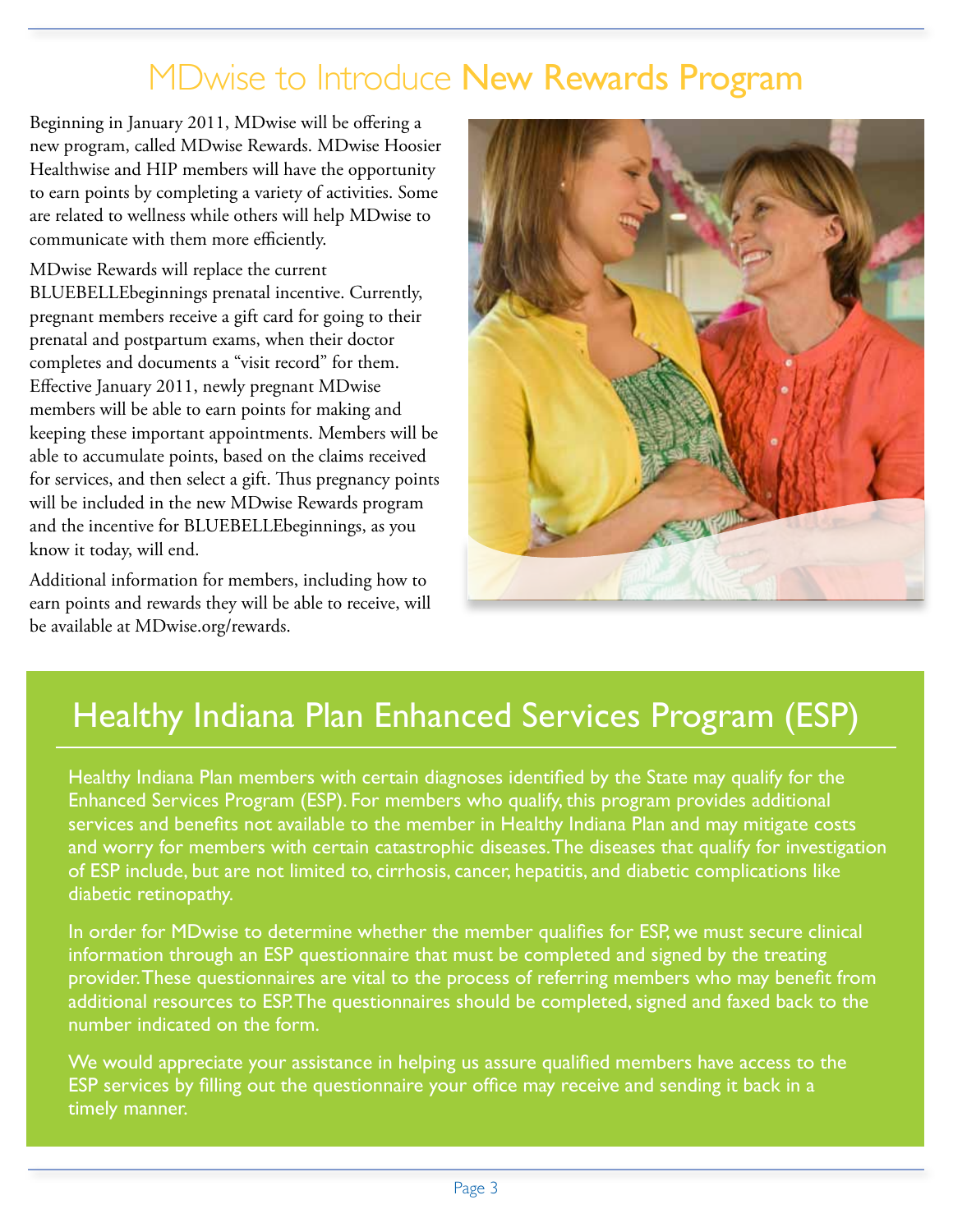# MDwise to Introduce New Rewards Program

Beginning in January 2011, MDwise will be offering a new program, called MDwise Rewards. MDwise Hoosier Healthwise and HIP members will have the opportunity to earn points by completing a variety of activities. Some are related to wellness while others will help MDwise to communicate with them more efficiently.

MDwise Rewards will replace the current BLUEBELLEbeginnings prenatal incentive. Currently, pregnant members receive a gift card for going to their prenatal and postpartum exams, when their doctor completes and documents a "visit record" for them. Effective January 2011, newly pregnant MDwise members will be able to earn points for making and keeping these important appointments. Members will be able to accumulate points, based on the claims received for services, and then select a gift. Thus pregnancy points will be included in the new MDwise Rewards program and the incentive for BLUEBELLEbeginnings, as you know it today, will end.

Additional information for members, including how to earn points and rewards they will be able to receive, will be available at MDwise.org/rewards.

## Healthy Indiana Plan Enhanced Services Program (ESP)

Healthy Indiana Plan members with certain diagnoses identified by the State may qualify for the Enhanced Services Program (ESP). For members who qualify, this program provides additional services and benefits not available to the member in Healthy Indiana Plan and may mitigate costs and worry for members with certain catastrophic diseases. The diseases that qualify for investigation of ESP include, but are not limited to, cirrhosis, cancer, hepatitis, and diabetic complications like diabetic retinopathy.

In order for MDwise to determine whether the member qualifies for ESP, we must secure clinical information through an ESP questionnaire that must be completed and signed by the treating provider. These questionnaires are vital to the process of referring members who may benefit from additional resources to ESP. The questionnaires should be completed, signed and faxed back to the number indicated on the form.

We would appreciate your assistance in helping us assure qualified members have access to the ESP services by filling out the questionnaire your office may receive and sending it back in a timely manner.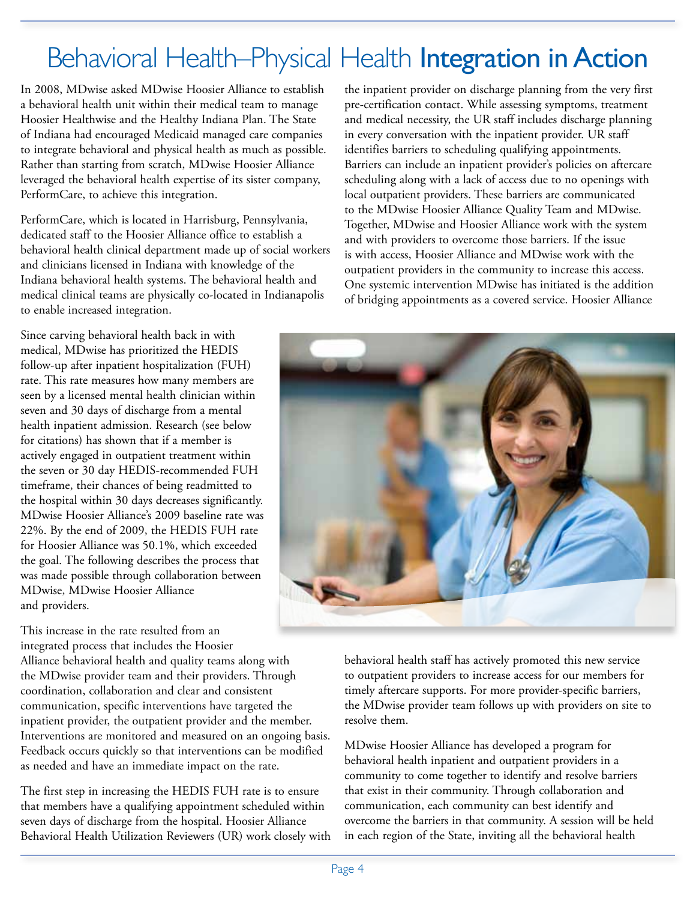# Behavioral Health–Physical Health **Integration in Action**

In 2008, MDwise asked MDwise Hoosier Alliance to establish a behavioral health unit within their medical team to manage Hoosier Healthwise and the Healthy Indiana Plan. The State of Indiana had encouraged Medicaid managed care companies to integrate behavioral and physical health as much as possible. Rather than starting from scratch, MDwise Hoosier Alliance leveraged the behavioral health expertise of its sister company, PerformCare, to achieve this integration.

PerformCare, which is located in Harrisburg, Pennsylvania, dedicated staff to the Hoosier Alliance office to establish a behavioral health clinical department made up of social workers and clinicians licensed in Indiana with knowledge of the Indiana behavioral health systems. The behavioral health and medical clinical teams are physically co-located in Indianapolis to enable increased integration.

Since carving behavioral health back in with medical, MDwise has prioritized the HEDIS follow-up after inpatient hospitalization (FUH) rate. This rate measures how many members are seen by a licensed mental health clinician within seven and 30 days of discharge from a mental health inpatient admission. Research (see below for citations) has shown that if a member is actively engaged in outpatient treatment within the seven or 30 day HEDIS-recommended FUH timeframe, their chances of being readmitted to the hospital within 30 days decreases significantly. MDwise Hoosier Alliance's 2009 baseline rate was 22%. By the end of 2009, the HEDIS FUH rate for Hoosier Alliance was 50.1%, which exceeded the goal. The following describes the process that was made possible through collaboration between MDwise, MDwise Hoosier Alliance and providers.

This increase in the rate resulted from an integrated process that includes the Hoosier Alliance behavioral health and quality teams along with the MDwise provider team and their providers. Through coordination, collaboration and clear and consistent communication, specific interventions have targeted the inpatient provider, the outpatient provider and the member. Interventions are monitored and measured on an ongoing basis. Feedback occurs quickly so that interventions can be modified as needed and have an immediate impact on the rate.

The first step in increasing the HEDIS FUH rate is to ensure that members have a qualifying appointment scheduled within seven days of discharge from the hospital. Hoosier Alliance Behavioral Health Utilization Reviewers (UR) work closely with the inpatient provider on discharge planning from the very first pre-certification contact. While assessing symptoms, treatment and medical necessity, the UR staff includes discharge planning in every conversation with the inpatient provider. UR staff identifies barriers to scheduling qualifying appointments. Barriers can include an inpatient provider's policies on aftercare scheduling along with a lack of access due to no openings with local outpatient providers. These barriers are communicated to the MDwise Hoosier Alliance Quality Team and MDwise. Together, MDwise and Hoosier Alliance work with the system and with providers to overcome those barriers. If the issue is with access, Hoosier Alliance and MDwise work with the outpatient providers in the community to increase this access. One systemic intervention MDwise has initiated is the addition of bridging appointments as a covered service. Hoosier Alliance behavioral health staff has actively promoted this new service to outpatient providers to increase access for our members for timely aftercare supports. For more provider-specific barriers, the MDwise provider team follows up with providers on site to resolve them.

MDwise Hoosier Alliance has developed a program for behavioral health inpatient and outpatient providers in a community to come together to identify and resolve barriers that exist in their community. Through collaboration and communication, each community can best identify and overcome the barriers in that community. A session will be held in each region of the State, inviting all the behavioral health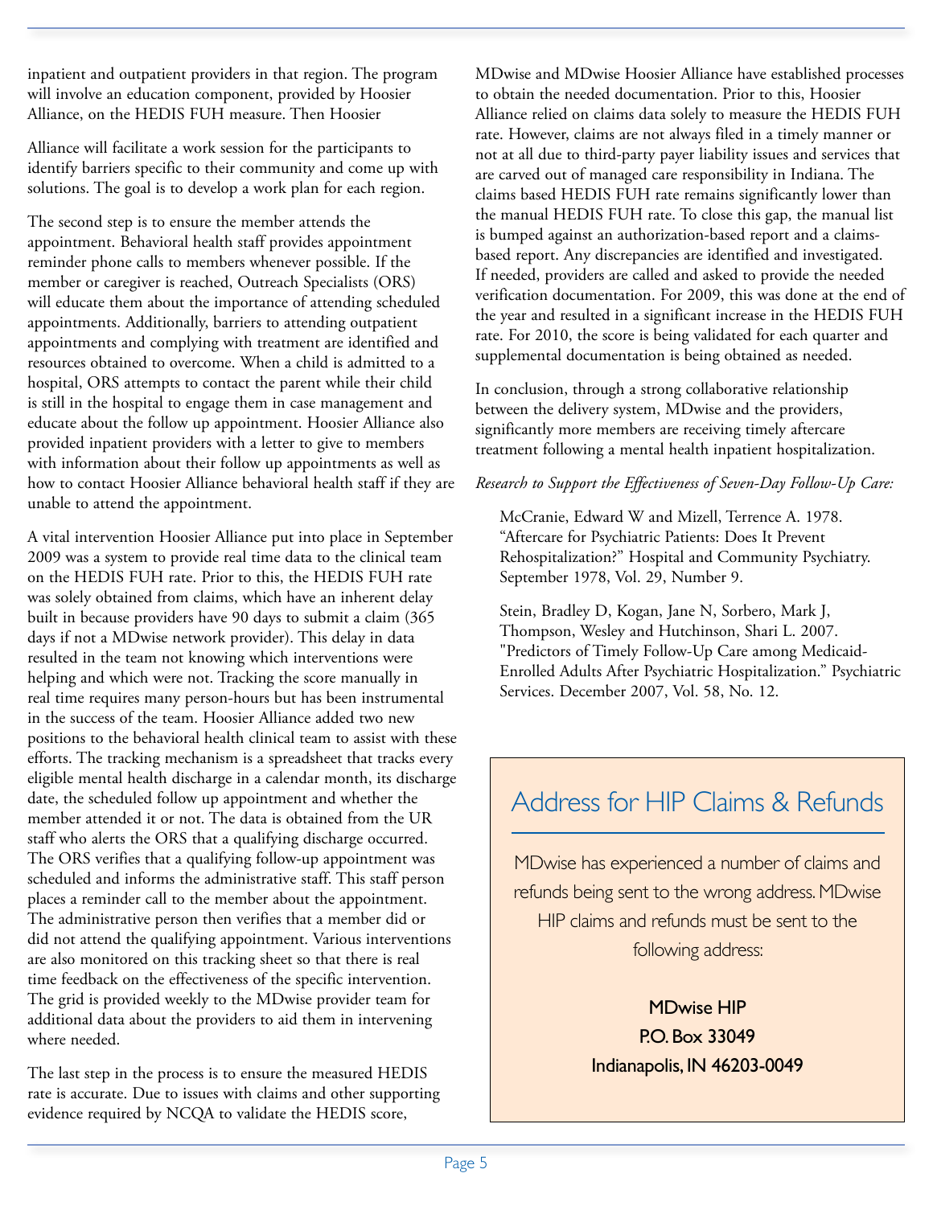inpatient and outpatient providers in that region. The program will involve an education component, provided by Hoosier Alliance, on the HEDIS FUH measure. Then Hoosier

Alliance will facilitate a work session for the participants to identify barriers specific to their community and come up with solutions. The goal is to develop a work plan for each region.

The second step is to ensure the member attends the appointment. Behavioral health staff provides appointment reminder phone calls to members whenever possible. If the member or caregiver is reached, Outreach Specialists (ORS) will educate them about the importance of attending scheduled appointments. Additionally, barriers to attending outpatient appointments and complying with treatment are identified and resources obtained to overcome. When a child is admitted to a hospital, ORS attempts to contact the parent while their child is still in the hospital to engage them in case management and educate about the follow up appointment. Hoosier Alliance also provided inpatient providers with a letter to give to members with information about their follow up appointments as well as how to contact Hoosier Alliance behavioral health staff if they are unable to attend the appointment.

A vital intervention Hoosier Alliance put into place in September 2009 was a system to provide real time data to the clinical team on the HEDIS FUH rate. Prior to this, the HEDIS FUH rate was solely obtained from claims, which have an inherent delay built in because providers have 90 days to submit a claim (365 days if not a MDwise network provider). This delay in data resulted in the team not knowing which interventions were helping and which were not. Tracking the score manually in real time requires many person-hours but has been instrumental in the success of the team. Hoosier Alliance added two new positions to the behavioral health clinical team to assist with these efforts. The tracking mechanism is a spreadsheet that tracks every eligible mental health discharge in a calendar month, its discharge date, the scheduled follow up appointment and whether the member attended it or not. The data is obtained from the UR staff who alerts the ORS that a qualifying discharge occurred. The ORS verifies that a qualifying follow-up appointment was scheduled and informs the administrative staff. This staff person places a reminder call to the member about the appointment. The administrative person then verifies that a member did or did not attend the qualifying appointment. Various interventions are also monitored on this tracking sheet so that there is real time feedback on the effectiveness of the specific intervention. The grid is provided weekly to the MDwise provider team for additional data about the providers to aid them in intervening where needed.

The last step in the process is to ensure the measured HEDIS rate is accurate. Due to issues with claims and other supporting evidence required by NCQA to validate the HEDIS score, MDwise and MDwise Hoosier Alliance have established processes to obtain the needed documentation. Prior to this, Hoosier Alliance relied on claims data solely to measure the HEDIS FUH rate. However, claims are not always filed in a timely manner or not at all due to third-party payer liability issues and services that are carved out of managed care responsibility in Indiana. The claims based HEDIS FUH rate remains significantly lower than the manual HEDIS FUH rate. To close this gap, the manual list is bumped against an authorization-based report and a claims-based report. Any discrepancies are identified and investigated. If needed, providers are called and asked to provide the needed verification documentation. For 2009, this was done at the end of the year and resulted in a significant increase in the HEDIS FUH rate. For 2010, the score is being validated for each quarter and supplemental documentation is being obtained as needed.

In conclusion, through a strong collaborative relationship between the delivery system, MDwise and the providers, significantly more members are receiving timely aftercare treatment following a mental health inpatient hospitalization.

*Research to Support the Effectiveness of Seven-Day Follow-Up Care:*

McCranie, Edward W and Mizell, Terrence A. 1978. "Aftercare for Psychiatric Patients: Does It Prevent Rehospitalization?" Hospital and Community Psychiatry. September 1978, Vol. 29, Number 9.

Stein, Bradley D, Kogan, Jane N, Sorbero, Mark J, Thompson, Wesley and Hutchinson, Shari L. 2007. "Predictors of Timely Follow-Up Care among Medicaid-Enrolled Adults After Psychiatric Hospitalization." Psychiatric Services. December 2007, Vol. 58, No. 12.

## Address for HIP Claims & Refunds

MDwise has experienced a number of claims and refunds being sent to the wrong address. MDwise HIP claims and refunds must be sent to the following address:

**MDwise HIP**
**P.O. Box 33049**
**Indianapolis, IN 46203-0049**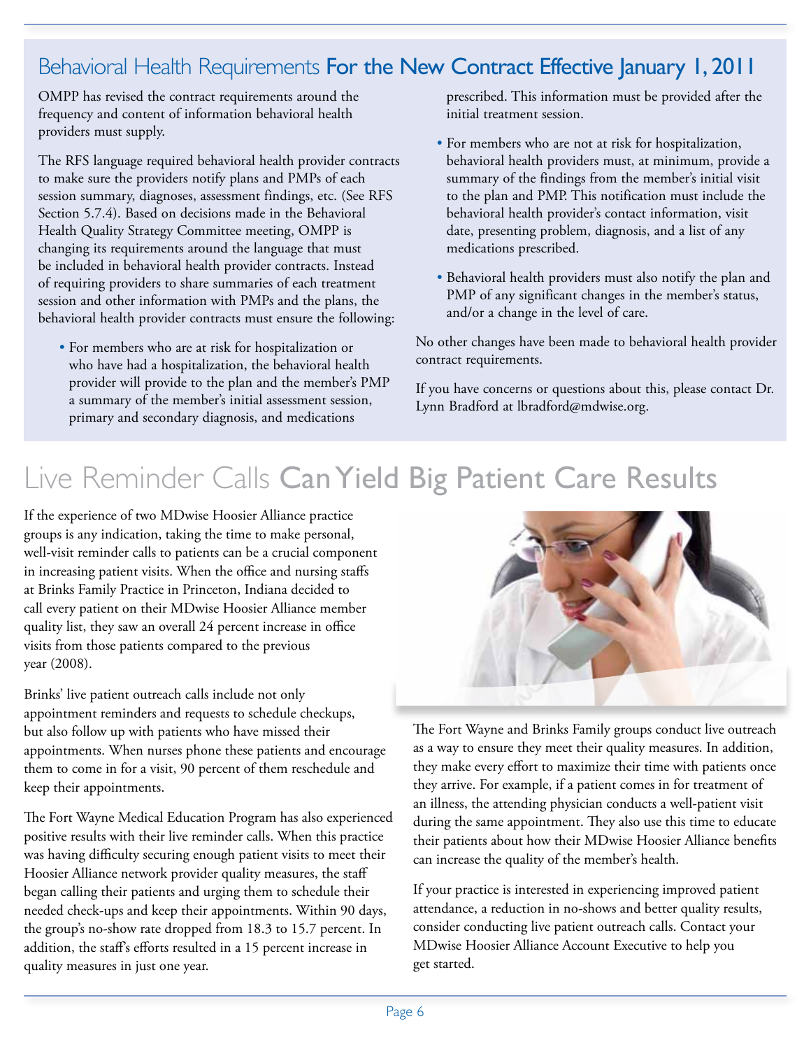## Behavioral Health Requirements For the New Contract Effective January 1, 2011

OMPP has revised the contract requirements around the frequency and content of information behavioral health providers must supply.

The RFS language required behavioral health provider contracts to make sure the providers notify plans and PMPs of each session summary, diagnoses, assessment findings, etc. (See RFS Section 5.7.4). Based on decisions made in the Behavioral Health Quality Strategy Committee meeting, OMPP is changing its requirements around the language that must be included in behavioral health provider contracts. Instead of requiring providers to share summaries of each treatment session and other information with PMPs and the plans, the behavioral health provider contracts must ensure the following:

- For members who are at risk for hospitalization or who have had a hospitalization, the behavioral health provider will provide to the plan and the member's PMP a summary of the member's initial assessment session, primary and secondary diagnosis, and medications prescribed. This information must be provided after the initial treatment session.
- For members who are not at risk for hospitalization, behavioral health providers must, at minimum, provide a summary of the findings from the member's initial visit to the plan and PMP. This notification must include the behavioral health provider's contact information, visit date, presenting problem, diagnosis, and a list of any medications prescribed.
- Behavioral health providers must also notify the plan and PMP of any significant changes in the member's status, and/or a change in the level of care.

No other changes have been made to behavioral health provider contract requirements.

If you have concerns or questions about this, please contact Dr. Lynn Bradford at lbradford@mdwise.org.

## Live Reminder Calls Can Yield Big Patient Care Results

If the experience of two MDwise Hoosier Alliance practice groups is any indication, taking the time to make personal, well-visit reminder calls to patients can be a crucial component in increasing patient visits. When the office and nursing staffs at Brinks Family Practice in Princeton, Indiana decided to call every patient on their MDwise Hoosier Alliance member quality list, they saw an overall 24 percent increase in office visits from those patients compared to the previous year (2008).

Brinks' live patient outreach calls include not only appointment reminders and requests to schedule checkups, but also follow up with patients who have missed their appointments. When nurses phone these patients and encourage them to come in for a visit, 90 percent of them reschedule and keep their appointments.

The Fort Wayne Medical Education Program has also experienced positive results with their live reminder calls. When this practice was having difficulty securing enough patient visits to meet their Hoosier Alliance network provider quality measures, the staff began calling their patients and urging them to schedule their needed check-ups and keep their appointments. Within 90 days, the group's no-show rate dropped from 18.3 to 15.7 percent. In addition, the staff's efforts resulted in a 15 percent increase in quality measures in just one year.

The Fort Wayne and Brinks Family groups conduct live outreach as a way to ensure they meet their quality measures. In addition, they make every effort to maximize their time with patients once they arrive. For example, if a patient comes in for treatment of an illness, the attending physician conducts a well-patient visit during the same appointment. They also use this time to educate their patients about how their MDwise Hoosier Alliance benefits can increase the quality of the member's health.

If your practice is interested in experiencing improved patient attendance, a reduction in no-shows and better quality results, consider conducting live patient outreach calls. Contact your MDwise Hoosier Alliance Account Executive to help you get started.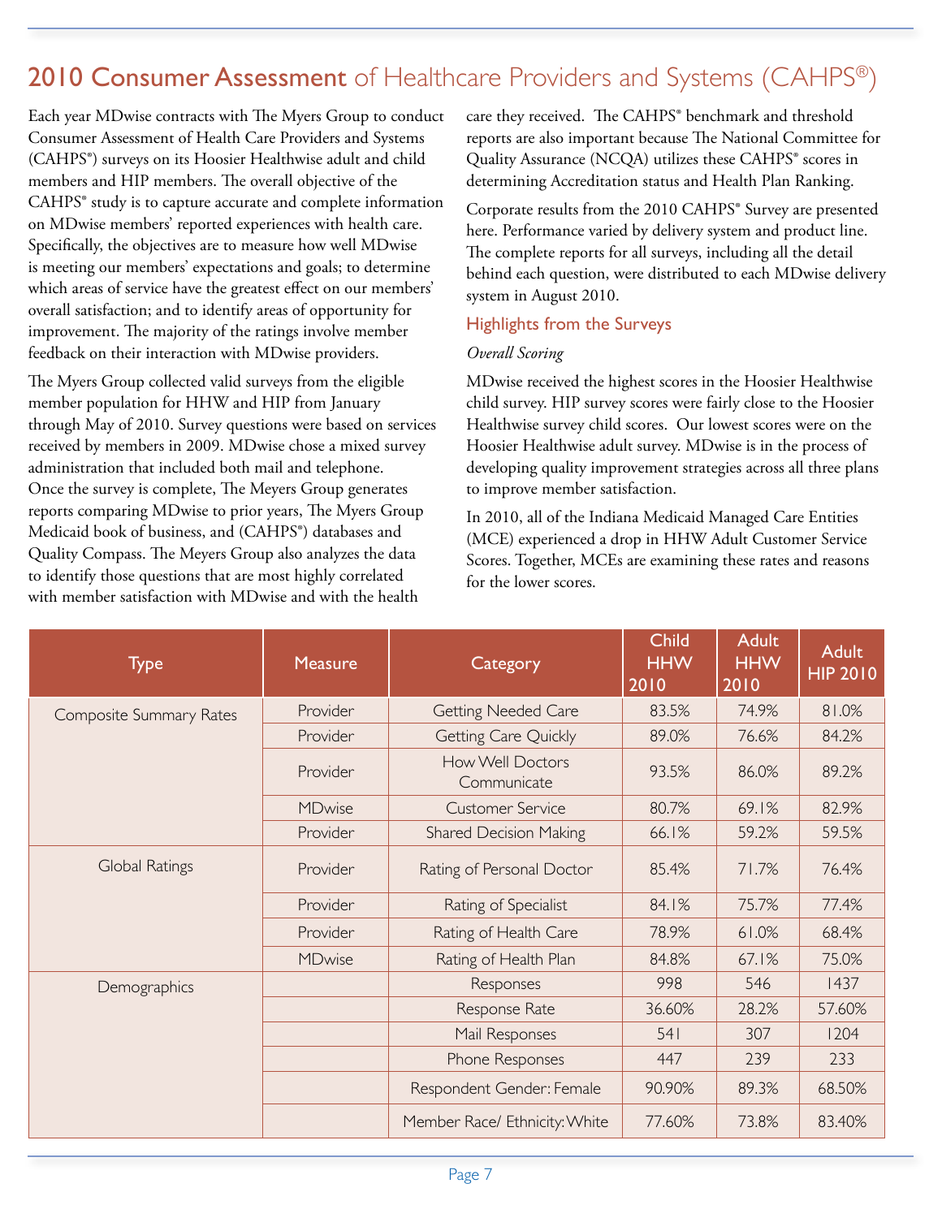# 2010 Consumer Assessment of Healthcare Providers and Systems (CAHPS®)

Each year MDwise contracts with The Myers Group to conduct Consumer Assessment of Health Care Providers and Systems (CAHPS®) surveys on its Hoosier Healthwise adult and child members and HIP members. The overall objective of the CAHPS® study is to capture accurate and complete information on MDwise members' reported experiences with health care. Specifically, the objectives are to measure how well MDwise is meeting our members' expectations and goals; to determine which areas of service have the greatest effect on our members' overall satisfaction; and to identify areas of opportunity for improvement. The majority of the ratings involve member feedback on their interaction with MDwise providers.

The Myers Group collected valid surveys from the eligible member population for HHW and HIP from January through May of 2010. Survey questions were based on services received by members in 2009. MDwise chose a mixed survey administration that included both mail and telephone. Once the survey is complete, The Meyers Group generates reports comparing MDwise to prior years, The Myers Group Medicaid book of business, and (CAHPS®) databases and Quality Compass. The Meyers Group also analyzes the data to identify those questions that are most highly correlated with member satisfaction with MDwise and with the health care they received. The CAHPS® benchmark and threshold reports are also important because The National Committee for Quality Assurance (NCQA) utilizes these CAHPS® scores in determining Accreditation status and Health Plan Ranking.

Corporate results from the 2010 CAHPS® Survey are presented here. Performance varied by delivery system and product line. The complete reports for all surveys, including all the detail behind each question, were distributed to each MDwise delivery system in August 2010.

## Highlights from the Surveys

*Overall Scoring*

MDwise received the highest scores in the Hoosier Healthwise child survey. HIP survey scores were fairly close to the Hoosier Healthwise survey child scores. Our lowest scores were on the Hoosier Healthwise adult survey. MDwise is in the process of developing quality improvement strategies across all three plans to improve member satisfaction.

In 2010, all of the Indiana Medicaid Managed Care Entities (MCE) experienced a drop in HHW Adult Customer Service Scores. Together, MCEs are examining these rates and reasons for the lower scores.

| Type | Measure | Category | Child HHW 2010 | Adult HHW 2010 | Adult HIP 2010 |
|---|---|---|---|---|---|
| Composite Summary Rates | Provider | Getting Needed Care | 83.5% | 74.9% | 81.0% |
| | Provider | Getting Care Quickly | 89.0% | 76.6% | 84.2% |
| | Provider | How Well Doctors Communicate | 93.5% | 86.0% | 89.2% |
| | MDwise | Customer Service | 80.7% | 69.1% | 82.9% |
| | Provider | Shared Decision Making | 66.1% | 59.2% | 59.5% |
| Global Ratings | Provider | Rating of Personal Doctor | 85.4% | 71.7% | 76.4% |
| | Provider | Rating of Specialist | 84.1% | 75.7% | 77.4% |
| | Provider | Rating of Health Care | 78.9% | 61.0% | 68.4% |
| | MDwise | Rating of Health Plan | 84.8% | 67.1% | 75.0% |
| Demographics | | Responses | 998 | 546 | 1437 |
| | | Response Rate | 36.60% | 28.2% | 57.60% |
| | | Mail Responses | 541 | 307 | 1204 |
| | | Phone Responses | 447 | 239 | 233 |
| | | Respondent Gender: Female | 90.90% | 89.3% | 68.50% |
| | | Member Race/ Ethnicity: White | 77.60% | 73.8% | 83.40% |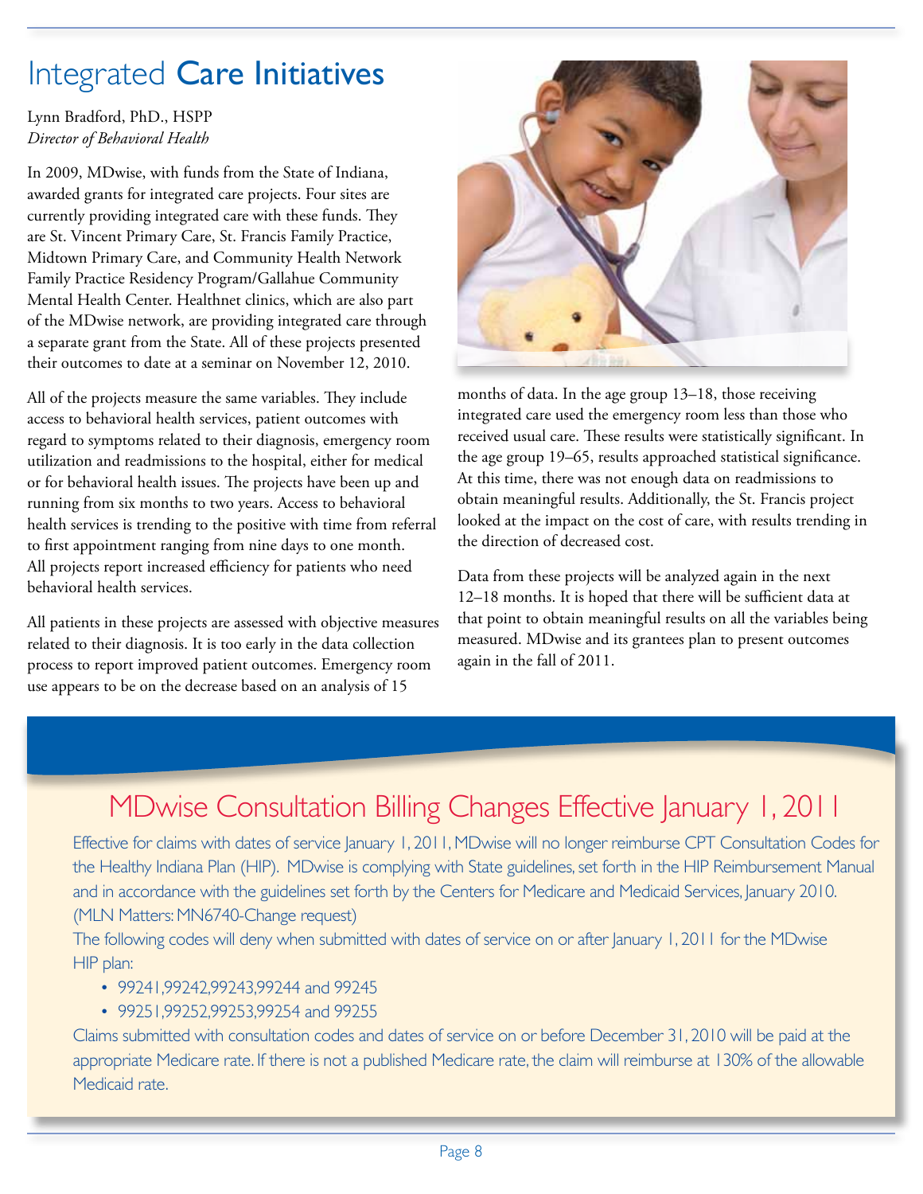# Integrated **Care Initiatives**

Lynn Bradford, PhD., HSPP
*Director of Behavioral Health*

In 2009, MDwise, with funds from the State of Indiana, awarded grants for integrated care projects. Four sites are currently providing integrated care with these funds. They are St. Vincent Primary Care, St. Francis Family Practice, Midtown Primary Care, and Community Health Network Family Practice Residency Program/Gallahue Community Mental Health Center. Healthnet clinics, which are also part of the MDwise network, are providing integrated care through a separate grant from the State. All of these projects presented their outcomes to date at a seminar on November 12, 2010.

All of the projects measure the same variables. They include access to behavioral health services, patient outcomes with regard to symptoms related to their diagnosis, emergency room utilization and readmissions to the hospital, either for medical or for behavioral health issues. The projects have been up and running from six months to two years. Access to behavioral health services is trending to the positive with time from referral to first appointment ranging from nine days to one month. All projects report increased efficiency for patients who need behavioral health services.

All patients in these projects are assessed with objective measures related to their diagnosis. It is too early in the data collection process to report improved patient outcomes. Emergency room use appears to be on the decrease based on an analysis of 15 months of data. In the age group 13–18, those receiving integrated care used the emergency room less than those who received usual care. These results were statistically significant. In the age group 19–65, results approached statistical significance. At this time, there was not enough data on readmissions to obtain meaningful results. Additionally, the St. Francis project looked at the impact on the cost of care, with results trending in the direction of decreased cost.

Data from these projects will be analyzed again in the next 12–18 months. It is hoped that there will be sufficient data at that point to obtain meaningful results on all the variables being measured. MDwise and its grantees plan to present outcomes again in the fall of 2011.

## MDwise Consultation Billing Changes Effective January 1, 2011

Effective for claims with dates of service January 1, 2011, MDwise will no longer reimburse CPT Consultation Codes for the Healthy Indiana Plan (HIP). MDwise is complying with State guidelines, set forth in the HIP Reimbursement Manual and in accordance with the guidelines set forth by the Centers for Medicare and Medicaid Services, January 2010. (MLN Matters: MN6740-Change request)

The following codes will deny when submitted with dates of service on or after January 1, 2011 for the MDwise HIP plan:

- 99241,99242,99243,99244 and 99245
- 99251,99252,99253,99254 and 99255

Claims submitted with consultation codes and dates of service on or before December 31, 2010 will be paid at the appropriate Medicare rate. If there is not a published Medicare rate, the claim will reimburse at 130% of the allowable Medicaid rate.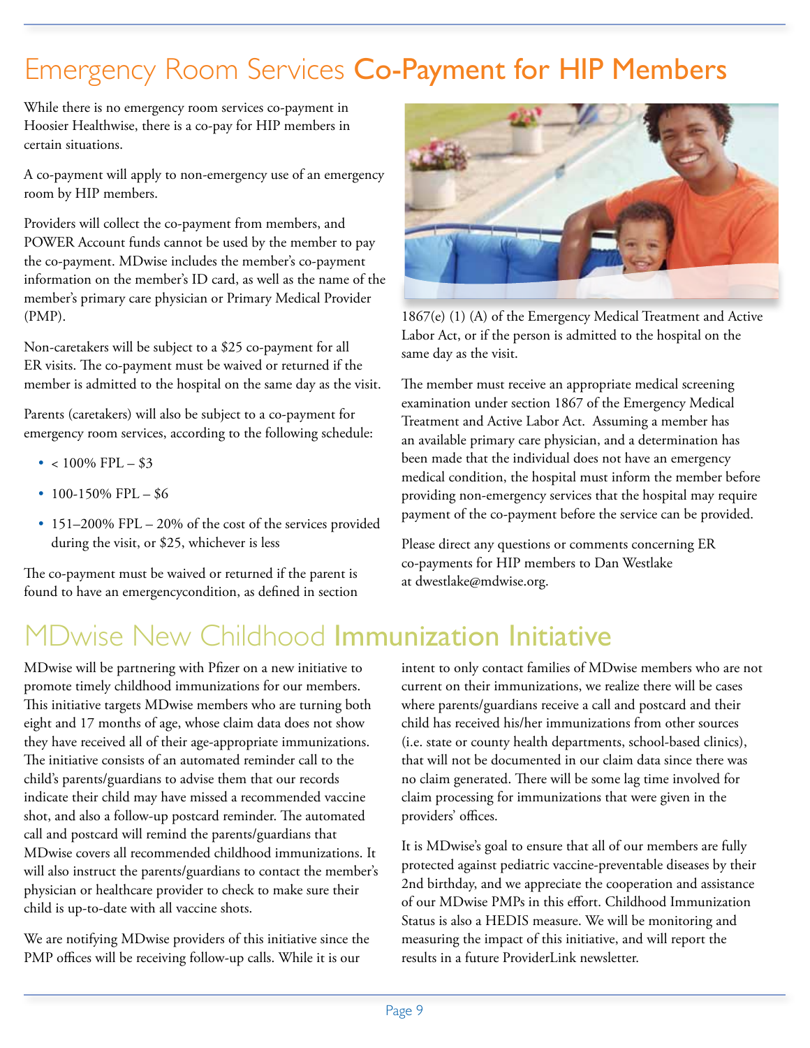# Emergency Room Services Co-Payment for HIP Members

While there is no emergency room services co-payment in Hoosier Healthwise, there is a co-pay for HIP members in certain situations.

A co-payment will apply to non-emergency use of an emergency room by HIP members.

Providers will collect the co-payment from members, and POWER Account funds cannot be used by the member to pay the co-payment. MDwise includes the member's co-payment information on the member's ID card, as well as the name of the member's primary care physician or Primary Medical Provider (PMP).

Non-caretakers will be subject to a $25 co-payment for all ER visits. The co-payment must be waived or returned if the member is admitted to the hospital on the same day as the visit.

Parents (caretakers) will also be subject to a co-payment for emergency room services, according to the following schedule:

- < 100% FPL – $3
- 100-150% FPL – $6
- 151–200% FPL – 20% of the cost of the services provided during the visit, or $25, whichever is less

The co-payment must be waived or returned if the parent is found to have an emergencycondition, as defined in section 1867(e) (1) (A) of the Emergency Medical Treatment and Active Labor Act, or if the person is admitted to the hospital on the same day as the visit.

The member must receive an appropriate medical screening examination under section 1867 of the Emergency Medical Treatment and Active Labor Act. Assuming a member has an available primary care physician, and a determination has been made that the individual does not have an emergency medical condition, the hospital must inform the member before providing non-emergency services that the hospital may require payment of the co-payment before the service can be provided.

Please direct any questions or comments concerning ER co-payments for HIP members to Dan Westlake at dwestlake@mdwise.org.

# MDwise New Childhood Immunization Initiative

MDwise will be partnering with Pfizer on a new initiative to promote timely childhood immunizations for our members. This initiative targets MDwise members who are turning both eight and 17 months of age, whose claim data does not show they have received all of their age-appropriate immunizations. The initiative consists of an automated reminder call to the child's parents/guardians to advise them that our records indicate their child may have missed a recommended vaccine shot, and also a follow-up postcard reminder. The automated call and postcard will remind the parents/guardians that MDwise covers all recommended childhood immunizations. It will also instruct the parents/guardians to contact the member's physician or healthcare provider to check to make sure their child is up-to-date with all vaccine shots.

We are notifying MDwise providers of this initiative since the PMP offices will be receiving follow-up calls. While it is our intent to only contact families of MDwise members who are not current on their immunizations, we realize there will be cases where parents/guardians receive a call and postcard and their child has received his/her immunizations from other sources (i.e. state or county health departments, school-based clinics), that will not be documented in our claim data since there was no claim generated. There will be some lag time involved for claim processing for immunizations that were given in the providers' offices.

It is MDwise's goal to ensure that all of our members are fully protected against pediatric vaccine-preventable diseases by their 2nd birthday, and we appreciate the cooperation and assistance of our MDwise PMPs in this effort. Childhood Immunization Status is also a HEDIS measure. We will be monitoring and measuring the impact of this initiative, and will report the results in a future ProviderLink newsletter.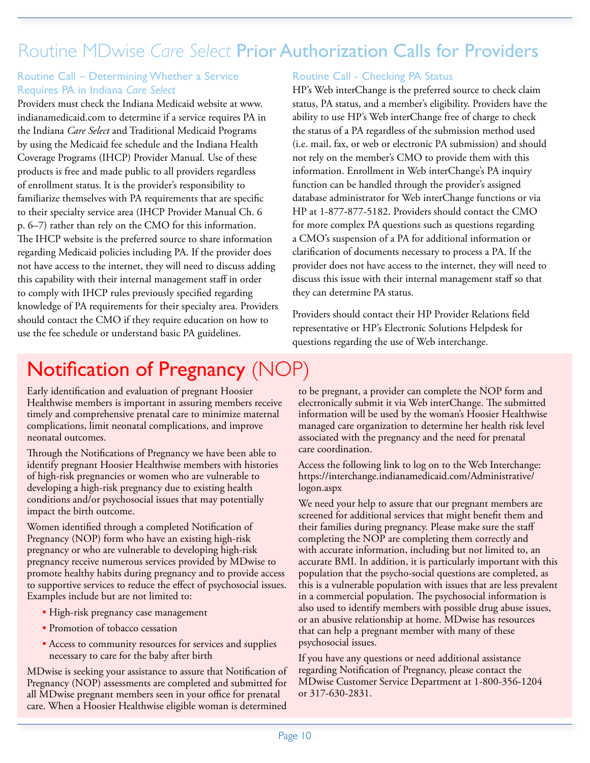# Routine MDwise *Care Select* Prior Authorization Calls for Providers

### Routine Call – Determining Whether a Service Requires PA in Indiana *Care Select*

Providers must check the Indiana Medicaid website at www.indianamedicaid.com to determine if a service requires PA in the Indiana *Care Select* and Traditional Medicaid Programs by using the Medicaid fee schedule and the Indiana Health Coverage Programs (IHCP) Provider Manual. Use of these products is free and made public to all providers regardless of enrollment status. It is the provider's responsibility to familiarize themselves with PA requirements that are specific to their specialty service area (IHCP Provider Manual Ch. 6 p. 6–7) rather than rely on the CMO for this information. The IHCP website is the preferred source to share information regarding Medicaid policies including PA. If the provider does not have access to the internet, they will need to discuss adding this capability with their internal management staff in order to comply with IHCP rules previously specified regarding knowledge of PA requirements for their specialty area. Providers should contact the CMO if they require education on how to use the fee schedule or understand basic PA guidelines.

### Routine Call - Checking PA Status

HP's Web interChange is the preferred source to check claim status, PA status, and a member's eligibility. Providers have the ability to use HP's Web interChange free of charge to check the status of a PA regardless of the submission method used (i.e. mail, fax, or web or electronic PA submission) and should not rely on the member's CMO to provide them with this information. Enrollment in Web interChange's PA inquiry function can be handled through the provider's assigned database administrator for Web interChange functions or via HP at 1-877-877-5182. Providers should contact the CMO for more complex PA questions such as questions regarding a CMO's suspension of a PA for additional information or clarification of documents necessary to process a PA. If the provider does not have access to the internet, they will need to discuss this issue with their internal management staff so that they can determine PA status.

Providers should contact their HP Provider Relations field representative or HP's Electronic Solutions Helpdesk for questions regarding the use of Web interchange.

# Notification of Pregnancy (NOP)

Early identification and evaluation of pregnant Hoosier Healthwise members is important in assuring members receive timely and comprehensive prenatal care to minimize maternal complications, limit neonatal complications, and improve neonatal outcomes.

Through the Notifications of Pregnancy we have been able to identify pregnant Hoosier Healthwise members with histories of high-risk pregnancies or women who are vulnerable to developing a high-risk pregnancy due to existing health conditions and/or psychosocial issues that may potentially impact the birth outcome.

Women identified through a completed Notification of Pregnancy (NOP) form who have an existing high-risk pregnancy or who are vulnerable to developing high-risk pregnancy receive numerous services provided by MDwise to promote healthy habits during pregnancy and to provide access to supportive services to reduce the effect of psychosocial issues. Examples include but are not limited to:

- High-risk pregnancy case management
- Promotion of tobacco cessation
- Access to community resources for services and supplies necessary to care for the baby after birth

MDwise is seeking your assistance to assure that Notification of Pregnancy (NOP) assessments are completed and submitted for all MDwise pregnant members seen in your office for prenatal care. When a Hoosier Healthwise eligible woman is determined to be pregnant, a provider can complete the NOP form and electronically submit it via Web interChange. The submitted information will be used by the woman's Hoosier Healthwise managed care organization to determine her health risk level associated with the pregnancy and the need for prenatal care coordination.

Access the following link to log on to the Web Interchange: https://interchange.indianamedicaid.com/Administrative/logon.aspx

We need your help to assure that our pregnant members are screened for additional services that might benefit them and their families during pregnancy. Please make sure the staff completing the NOP are completing them correctly and with accurate information, including but not limited to, an accurate BMI. In addition, it is particularly important with this population that the psycho-social questions are completed, as this is a vulnerable population with issues that are less prevalent in a commercial population. The psychosocial information is also used to identify members with possible drug abuse issues, or an abusive relationship at home. MDwise has resources that can help a pregnant member with many of these psychosocial issues.

If you have any questions or need additional assistance regarding Notification of Pregnancy, please contact the MDwise Customer Service Department at 1-800-356-1204 or 317-630-2831.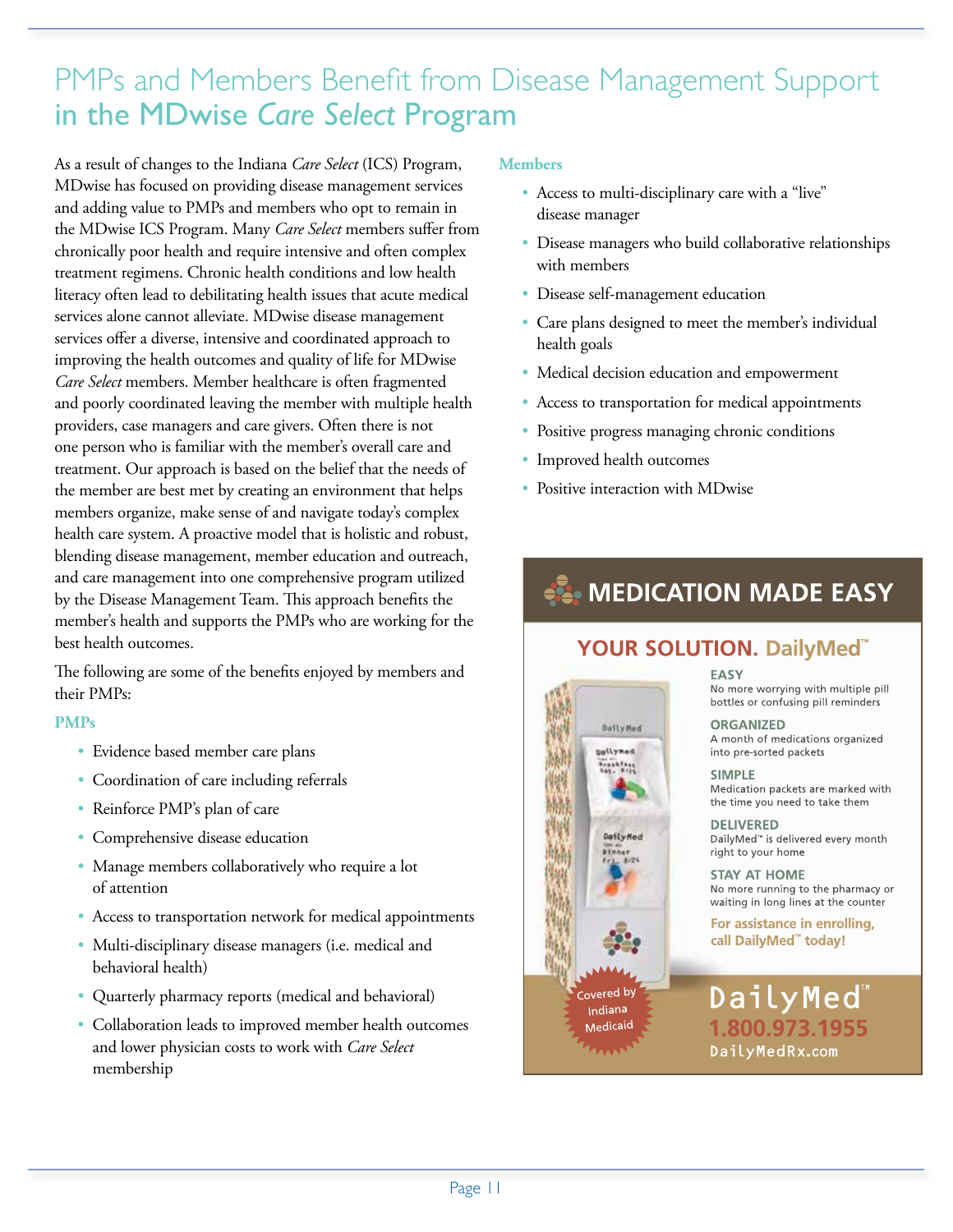# PMPs and Members Benefit from Disease Management Support in the MDwise *Care Select* Program

As a result of changes to the Indiana *Care Select* (ICS) Program, MDwise has focused on providing disease management services and adding value to PMPs and members who opt to remain in the MDwise ICS Program. Many *Care Select* members suffer from chronically poor health and require intensive and often complex treatment regimens. Chronic health conditions and low health literacy often lead to debilitating health issues that acute medical services alone cannot alleviate. MDwise disease management services offer a diverse, intensive and coordinated approach to improving the health outcomes and quality of life for MDwise *Care Select* members. Member healthcare is often fragmented and poorly coordinated leaving the member with multiple health providers, case managers and care givers. Often there is not one person who is familiar with the member's overall care and treatment. Our approach is based on the belief that the needs of the member are best met by creating an environment that helps members organize, make sense of and navigate today's complex health care system. A proactive model that is holistic and robust, blending disease management, member education and outreach, and care management into one comprehensive program utilized by the Disease Management Team. This approach benefits the member's health and supports the PMPs who are working for the best health outcomes.

The following are some of the benefits enjoyed by members and their PMPs:

### PMPs

- Evidence based member care plans
- Coordination of care including referrals
- Reinforce PMP's plan of care
- Comprehensive disease education
- Manage members collaboratively who require a lot of attention
- Access to transportation network for medical appointments
- Multi-disciplinary disease managers (i.e. medical and behavioral health)
- Quarterly pharmacy reports (medical and behavioral)
- Collaboration leads to improved member health outcomes and lower physician costs to work with *Care Select* membership

### Members

- Access to multi-disciplinary care with a "live" disease manager
- Disease managers who build collaborative relationships with members
- Disease self-management education
- Care plans designed to meet the member's individual health goals
- Medical decision education and empowerment
- Access to transportation for medical appointments
- Positive progress managing chronic conditions
- Improved health outcomes
- Positive interaction with MDwise

## MEDICATION MADE EASY

**YOUR SOLUTION. DailyMed™**

**EASY**
No more worrying with multiple pill bottles or confusing pill reminders

**ORGANIZED**
A month of medications organized into pre-sorted packets

**SIMPLE**
Medication packets are marked with the time you need to take them

**DELIVERED**
DailyMed™ is delivered every month right to your home

**STAY AT HOME**
No more running to the pharmacy or waiting in long lines at the counter

**For assistance in enrolling, call DailyMed™ today!**

Covered by Indiana Medicaid

DailyMed™
1.800.973.1955
DailyMedRx.com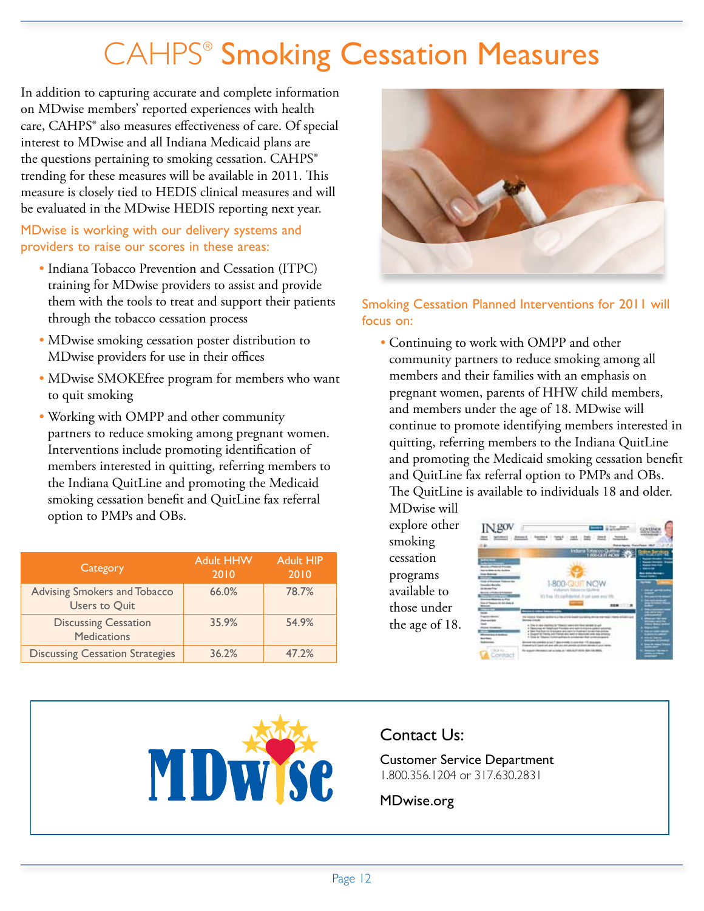# CAHPS® Smoking Cessation Measures

In addition to capturing accurate and complete information on MDwise members' reported experiences with health care, CAHPS® also measures effectiveness of care. Of special interest to MDwise and all Indiana Medicaid plans are the questions pertaining to smoking cessation. CAHPS® trending for these measures will be available in 2011. This measure is closely tied to HEDIS clinical measures and will be evaluated in the MDwise HEDIS reporting next year.

MDwise is working with our delivery systems and providers to raise our scores in these areas:

- Indiana Tobacco Prevention and Cessation (ITPC) training for MDwise providers to assist and provide them with the tools to treat and support their patients through the tobacco cessation process
- MDwise smoking cessation poster distribution to MDwise providers for use in their offices
- MDwise SMOKEfree program for members who want to quit smoking
- Working with OMPP and other community partners to reduce smoking among pregnant women. Interventions include promoting identification of members interested in quitting, referring members to the Indiana QuitLine and promoting the Medicaid smoking cessation benefit and QuitLine fax referral option to PMPs and OBs.

| Category | Adult HHW 2010 | Adult HIP 2010 |
|---|---|---|
| Advising Smokers and Tobacco Users to Quit | 66.0% | 78.7% |
| Discussing Cessation Medications | 35.9% | 54.9% |
| Discussing Cessation Strategies | 36.2% | 47.2% |

Smoking Cessation Planned Interventions for 2011 will focus on:

- Continuing to work with OMPP and other community partners to reduce smoking among all members and their families with an emphasis on pregnant women, parents of HHW child members, and members under the age of 18. MDwise will continue to promote identifying members interested in quitting, referring members to the Indiana QuitLine and promoting the Medicaid smoking cessation benefit and QuitLine fax referral option to PMPs and OBs. The QuitLine is available to individuals 18 and older. MDwise will explore other smoking cessation programs available to those under the age of 18.

**Contact Us:**

Customer Service Department
1.800.356.1204 or 317.630.2831

MDwise.org